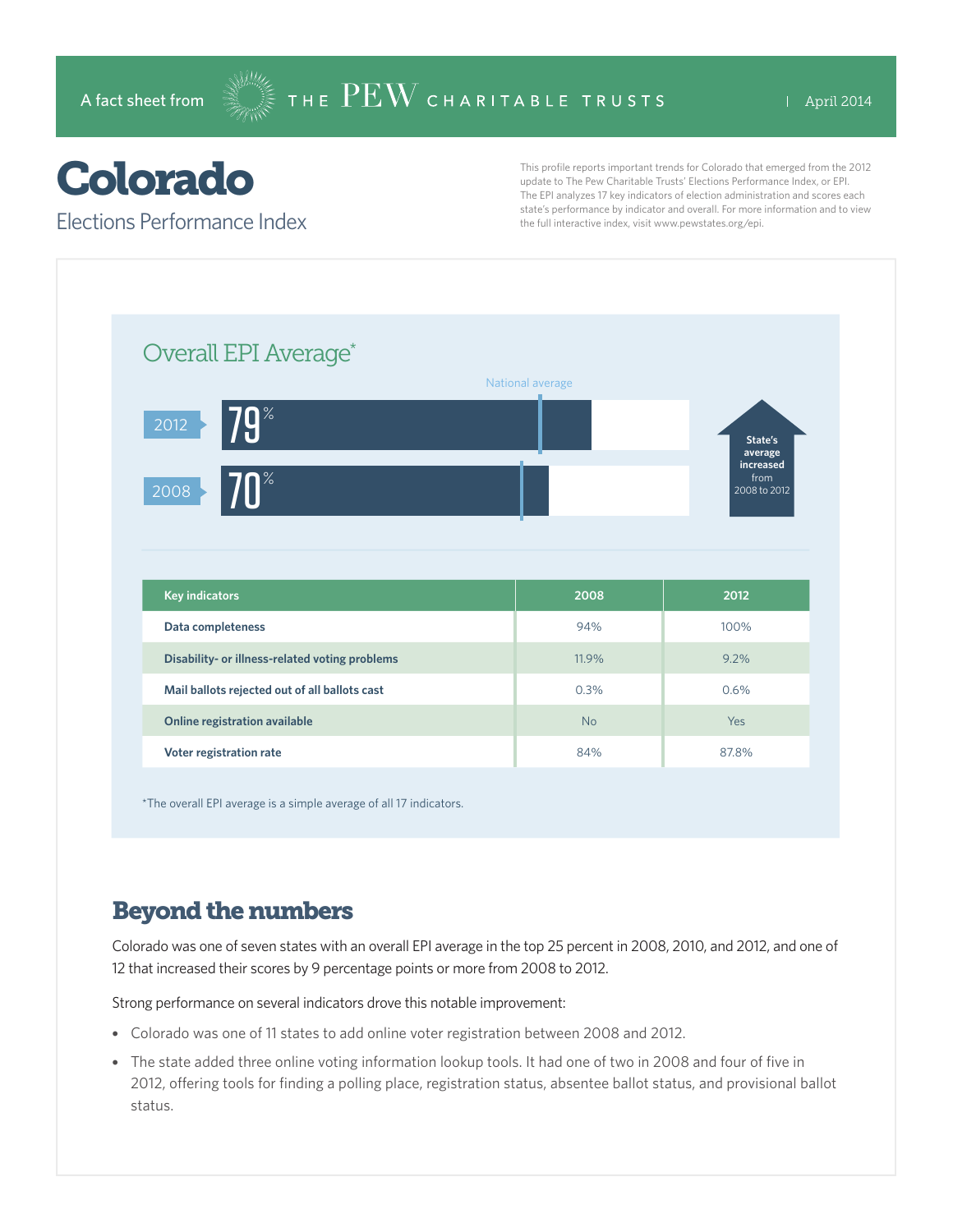A fact sheet from THE PEW CHARITABLE TRUSTS | April 2014

# Colorado

## Elections Performance Index

This profile reports important trends for Colorado that emerged from the 2012 update to The Pew Charitable Trusts' Elections Performance Index, or EPI. The EPI analyzes 17 key indicators of election administration and scores each state's performance by indicator and overall. For more information and to view the full interactive index, visit www.pewstates.org/epi.

### Overall EPI Average*

National average

2012: 79%

2008: 70%

State's average increased from 2008 to 2012

| Key indicators | 2008 | 2012 |
|---|---|---|
| Data completeness | 94% | 100% |
| Disability- or illness-related voting problems | 11.9% | 9.2% |
| Mail ballots rejected out of all ballots cast | 0.3% | 0.6% |
| Online registration available | No | Yes |
| Voter registration rate | 84% | 87.8% |

*The overall EPI average is a simple average of all 17 indicators.

## Beyond the numbers

Colorado was one of seven states with an overall EPI average in the top 25 percent in 2008, 2010, and 2012, and one of 12 that increased their scores by 9 percentage points or more from 2008 to 2012.

Strong performance on several indicators drove this notable improvement:

- Colorado was one of 11 states to add online voter registration between 2008 and 2012.
- The state added three online voting information lookup tools. It had one of two in 2008 and four of five in 2012, offering tools for finding a polling place, registration status, absentee ballot status, and provisional ballot status.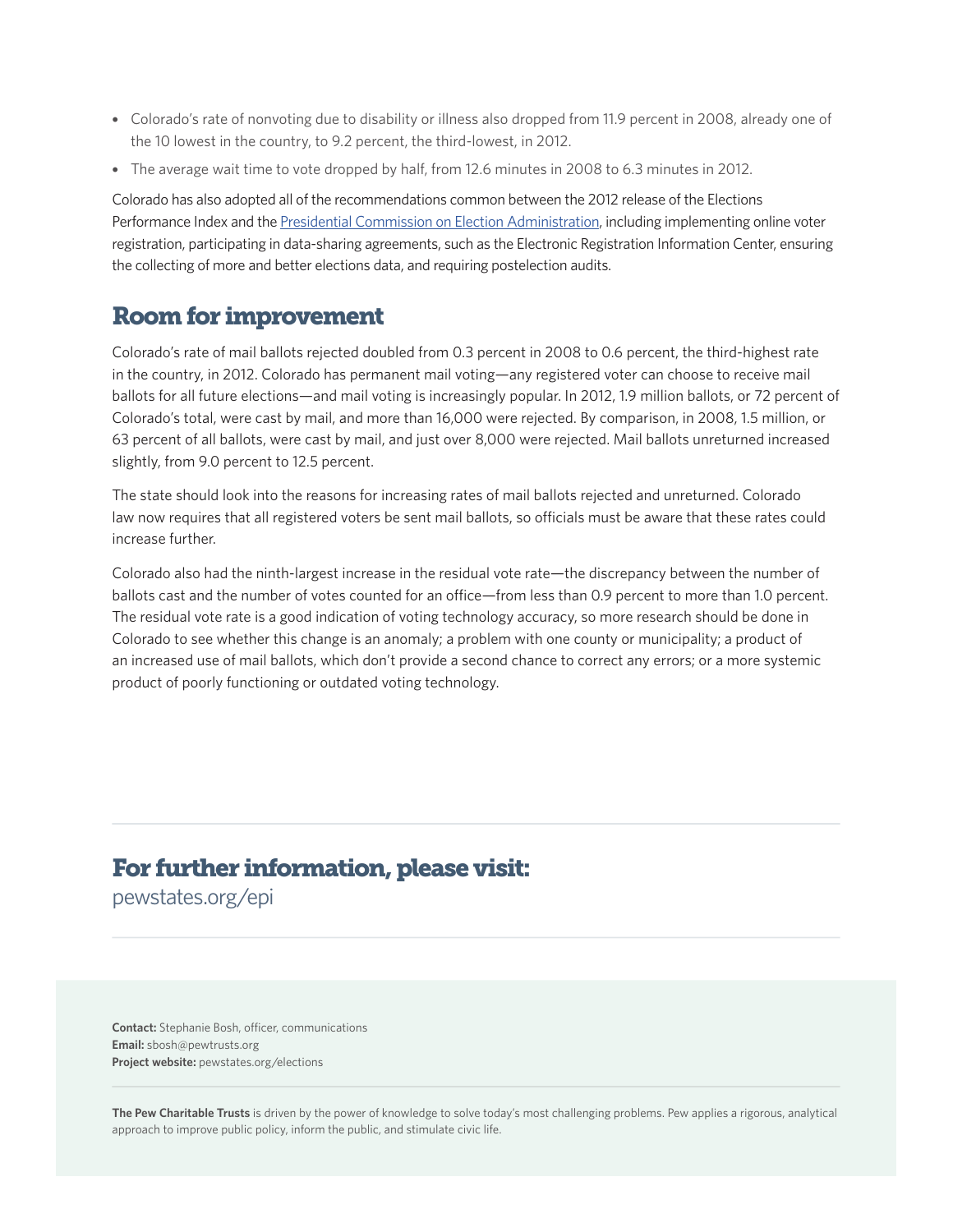- Colorado's rate of nonvoting due to disability or illness also dropped from 11.9 percent in 2008, already one of the 10 lowest in the country, to 9.2 percent, the third-lowest, in 2012.
- The average wait time to vote dropped by half, from 12.6 minutes in 2008 to 6.3 minutes in 2012.

Colorado has also adopted all of the recommendations common between the 2012 release of the Elections Performance Index and the Presidential Commission on Election Administration, including implementing online voter registration, participating in data-sharing agreements, such as the Electronic Registration Information Center, ensuring the collecting of more and better elections data, and requiring postelection audits.

## Room for improvement

Colorado's rate of mail ballots rejected doubled from 0.3 percent in 2008 to 0.6 percent, the third-highest rate in the country, in 2012. Colorado has permanent mail voting—any registered voter can choose to receive mail ballots for all future elections—and mail voting is increasingly popular. In 2012, 1.9 million ballots, or 72 percent of Colorado's total, were cast by mail, and more than 16,000 were rejected. By comparison, in 2008, 1.5 million, or 63 percent of all ballots, were cast by mail, and just over 8,000 were rejected. Mail ballots unreturned increased slightly, from 9.0 percent to 12.5 percent.

The state should look into the reasons for increasing rates of mail ballots rejected and unreturned. Colorado law now requires that all registered voters be sent mail ballots, so officials must be aware that these rates could increase further.

Colorado also had the ninth-largest increase in the residual vote rate—the discrepancy between the number of ballots cast and the number of votes counted for an office—from less than 0.9 percent to more than 1.0 percent. The residual vote rate is a good indication of voting technology accuracy, so more research should be done in Colorado to see whether this change is an anomaly; a problem with one county or municipality; a product of an increased use of mail ballots, which don't provide a second chance to correct any errors; or a more systemic product of poorly functioning or outdated voting technology.

## For further information, please visit:

pewstates.org/epi

**Contact:** Stephanie Bosh, officer, communications
**Email:** sbosh@pewtrusts.org
**Project website:** pewstates.org/elections

**The Pew Charitable Trusts** is driven by the power of knowledge to solve today's most challenging problems. Pew applies a rigorous, analytical approach to improve public policy, inform the public, and stimulate civic life.